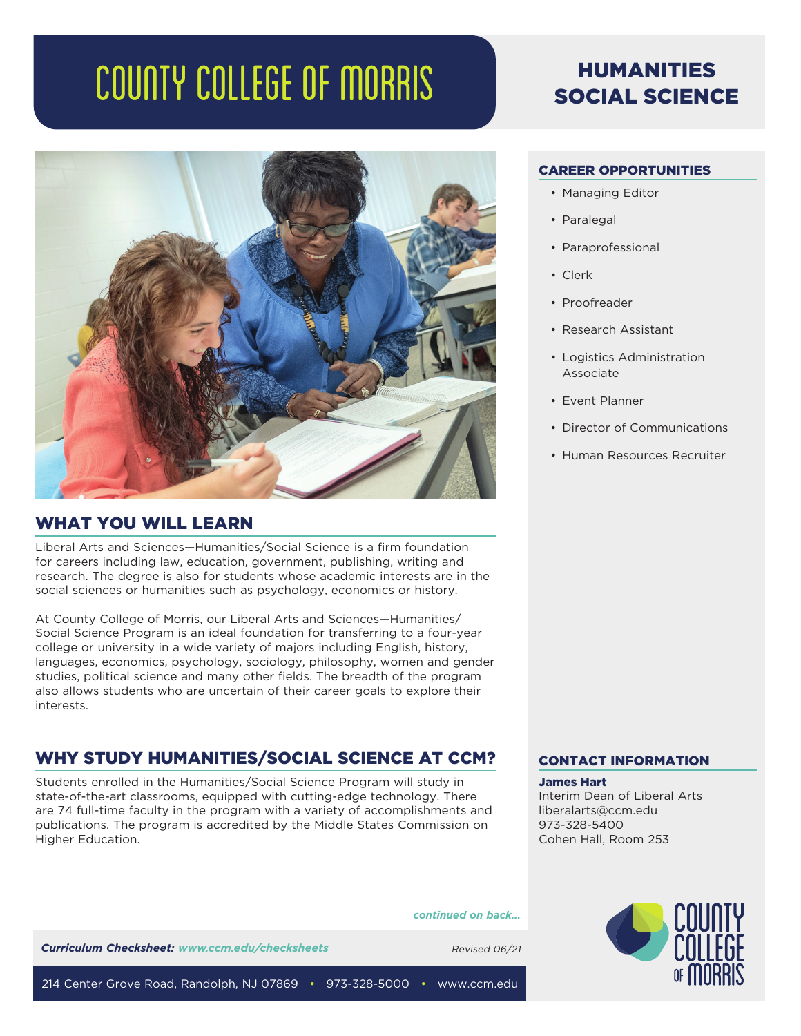# COUNTY COLLEGE OF MORRIS

# HUMANITIES SOCIAL SCIENCE

## WHAT YOU WILL LEARN

Liberal Arts and Sciences—Humanities/Social Science is a firm foundation for careers including law, education, government, publishing, writing and research. The degree is also for students whose academic interests are in the social sciences or humanities such as psychology, economics or history.

At County College of Morris, our Liberal Arts and Sciences—Humanities/Social Science Program is an ideal foundation for transferring to a four-year college or university in a wide variety of majors including English, history, languages, economics, psychology, sociology, philosophy, women and gender studies, political science and many other fields. The breadth of the program also allows students who are uncertain of their career goals to explore their interests.

## WHY STUDY HUMANITIES/SOCIAL SCIENCE AT CCM?

Students enrolled in the Humanities/Social Science Program will study in state-of-the-art classrooms, equipped with cutting-edge technology. There are 74 full-time faculty in the program with a variety of accomplishments and publications. The program is accredited by the Middle States Commission on Higher Education.

## CAREER OPPORTUNITIES

- Managing Editor
- Paralegal
- Paraprofessional
- Clerk
- Proofreader
- Research Assistant
- Logistics Administration Associate
- Event Planner
- Director of Communications
- Human Resources Recruiter

## CONTACT INFORMATION

**James Hart**
Interim Dean of Liberal Arts
liberalarts@ccm.edu
973-328-5400
Cohen Hall, Room 253

*continued on back...*

***Curriculum Checksheet:* www.ccm.edu/checksheets**

*Revised 06/21*

214 Center Grove Road, Randolph, NJ 07869 • 973-328-5000 • www.ccm.edu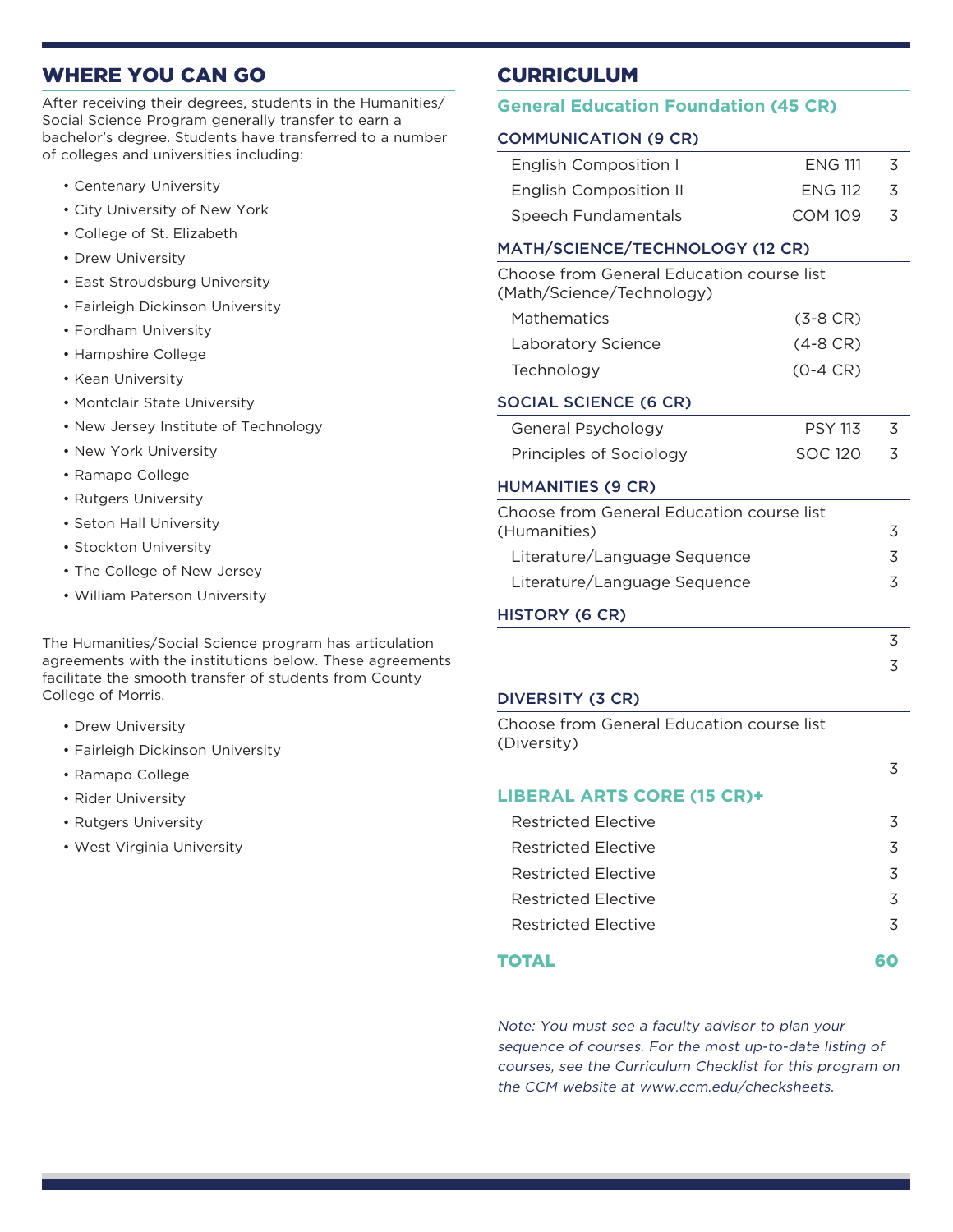## WHERE YOU CAN GO

After receiving their degrees, students in the Humanities/Social Science Program generally transfer to earn a bachelor's degree. Students have transferred to a number of colleges and universities including:

- Centenary University
- City University of New York
- College of St. Elizabeth
- Drew University
- East Stroudsburg University
- Fairleigh Dickinson University
- Fordham University
- Hampshire College
- Kean University
- Montclair State University
- New Jersey Institute of Technology
- New York University
- Ramapo College
- Rutgers University
- Seton Hall University
- Stockton University
- The College of New Jersey
- William Paterson University

The Humanities/Social Science program has articulation agreements with the institutions below. These agreements facilitate the smooth transfer of students from County College of Morris.

- Drew University
- Fairleigh Dickinson University
- Ramapo College
- Rider University
- Rutgers University
- West Virginia University

## CURRICULUM

### General Education Foundation (45 CR)

#### COMMUNICATION (9 CR)

| | | |
|---|---|---|
| English Composition I | ENG 111 | 3 |
| English Composition II | ENG 112 | 3 |
| Speech Fundamentals | COM 109 | 3 |

#### MATH/SCIENCE/TECHNOLOGY (12 CR)

Choose from General Education course list (Math/Science/Technology)

| | |
|---|---|
| Mathematics | (3-8 CR) |
| Laboratory Science | (4-8 CR) |
| Technology | (0-4 CR) |

#### SOCIAL SCIENCE (6 CR)

| | | |
|---|---|---|
| General Psychology | PSY 113 | 3 |
| Principles of Sociology | SOC 120 | 3 |

#### HUMANITIES (9 CR)

| | |
|---|---|
| Choose from General Education course list (Humanities) | 3 |
| Literature/Language Sequence | 3 |
| Literature/Language Sequence | 3 |

#### HISTORY (6 CR)

| | |
|---|---|
| | 3 |
| | 3 |

#### DIVERSITY (3 CR)

| | |
|---|---|
| Choose from General Education course list (Diversity) | 3 |

### LIBERAL ARTS CORE (15 CR)+

| | |
|---|---|
| Restricted Elective | 3 |
| Restricted Elective | 3 |
| Restricted Elective | 3 |
| Restricted Elective | 3 |
| Restricted Elective | 3 |

**TOTAL** **60**

*Note: You must see a faculty advisor to plan your sequence of courses. For the most up-to-date listing of courses, see the Curriculum Checklist for this program on the CCM website at www.ccm.edu/checksheets.*